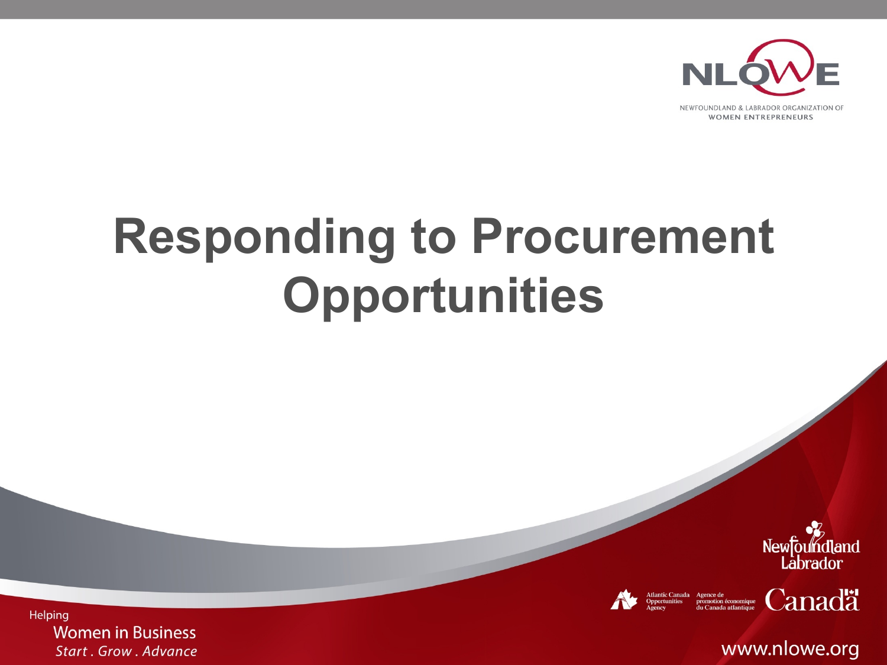NLOWE

NEWFOUNDLAND & LABRADOR ORGANIZATION OF WOMEN ENTREPRENEURS

# Responding to Procurement Opportunities

Helping
Women in Business
*Start . Grow . Advance*

Newfoundland Labrador

Atlantic Canada Opportunities Agency | Agence de promotion économique du Canada atlantique

Canada

www.nlowe.org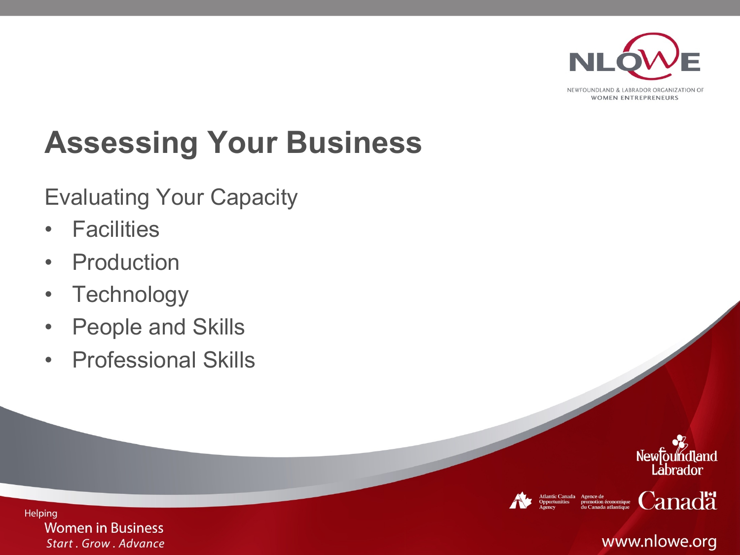# Assessing Your Business

Evaluating Your Capacity

- Facilities
- Production
- Technology
- People and Skills
- Professional Skills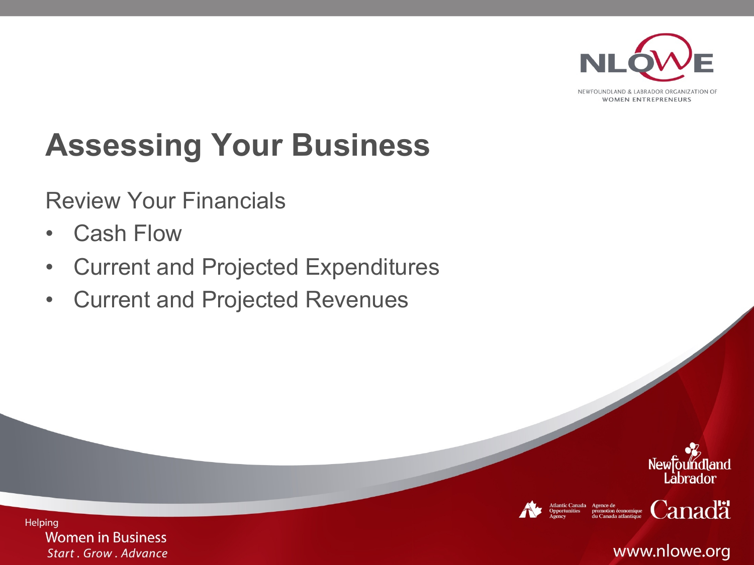# Assessing Your Business

Review Your Financials

- Cash Flow
- Current and Projected Expenditures
- Current and Projected Revenues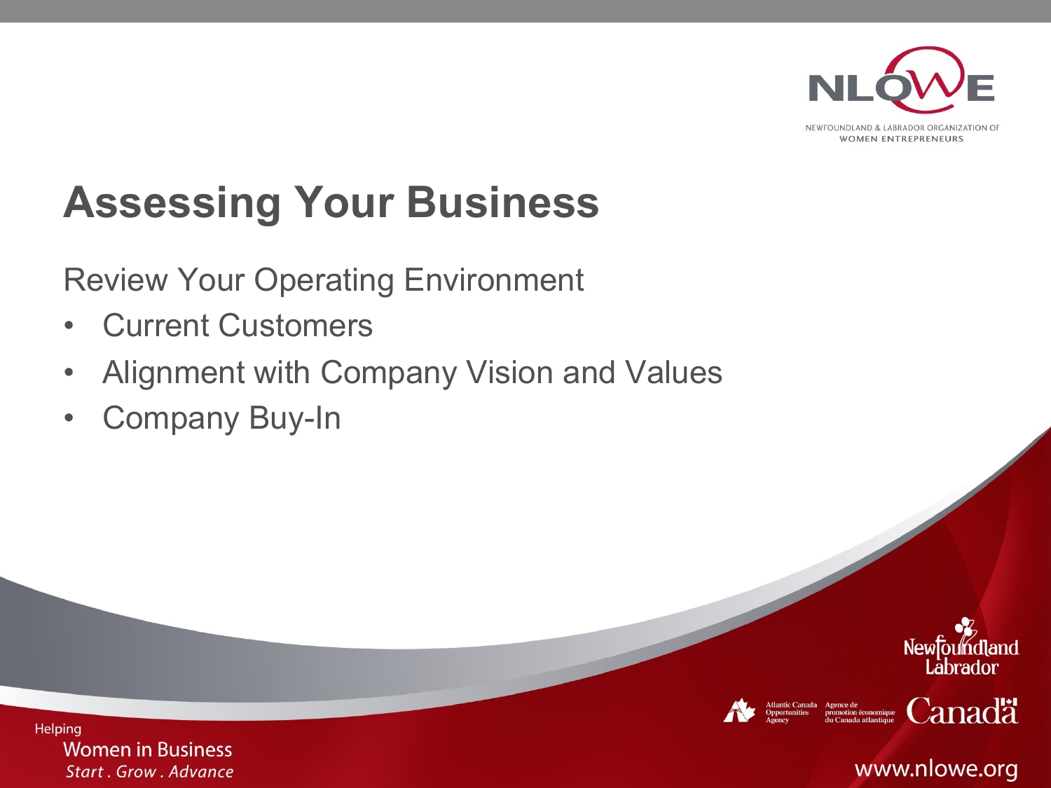# Assessing Your Business

Review Your Operating Environment

- Current Customers
- Alignment with Company Vision and Values
- Company Buy-In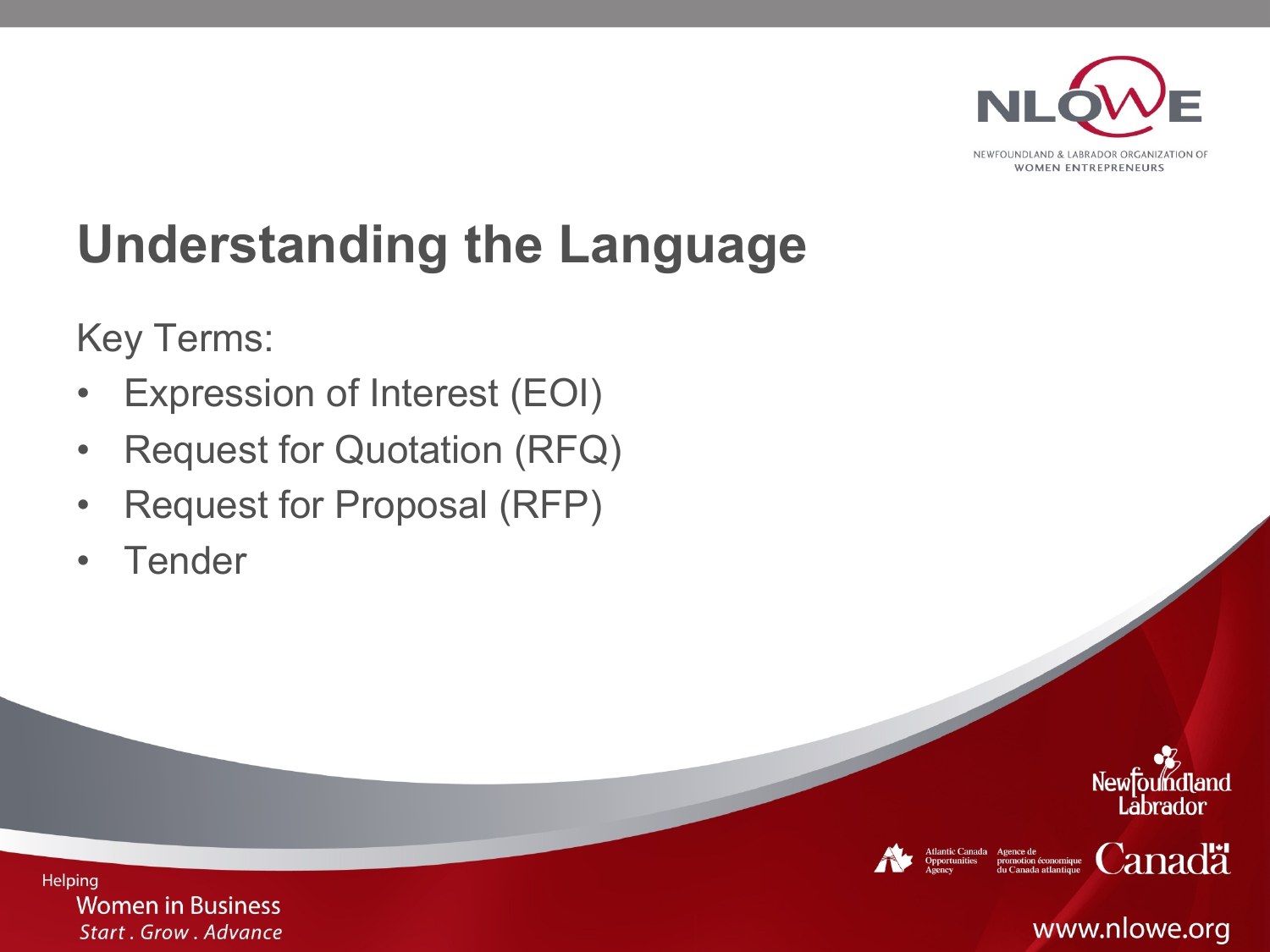# Understanding the Language

Key Terms:

- Expression of Interest (EOI)
- Request for Quotation (RFQ)
- Request for Proposal (RFP)
- Tender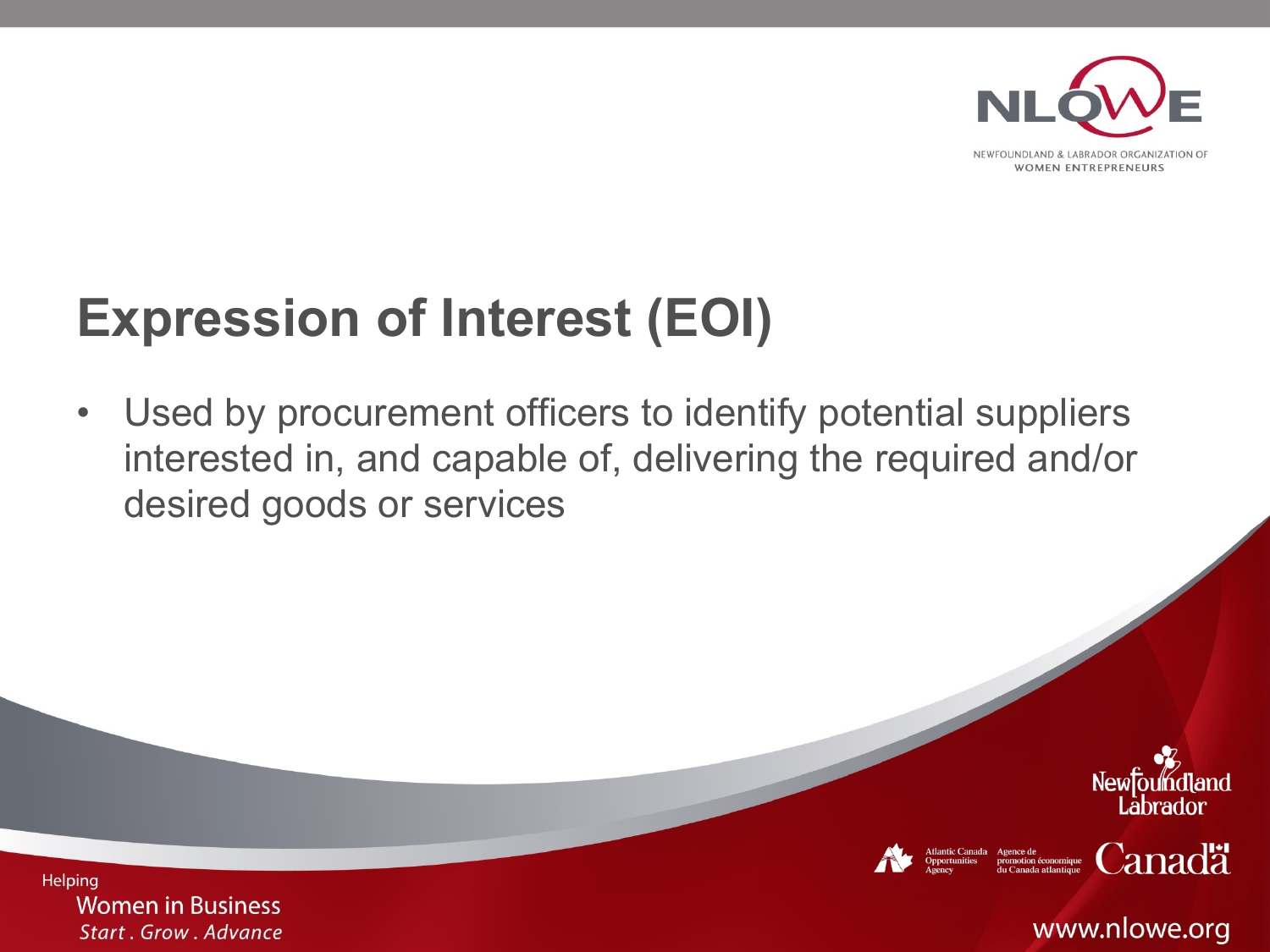# Expression of Interest (EOI)

- Used by procurement officers to identify potential suppliers interested in, and capable of, delivering the required and/or desired goods or services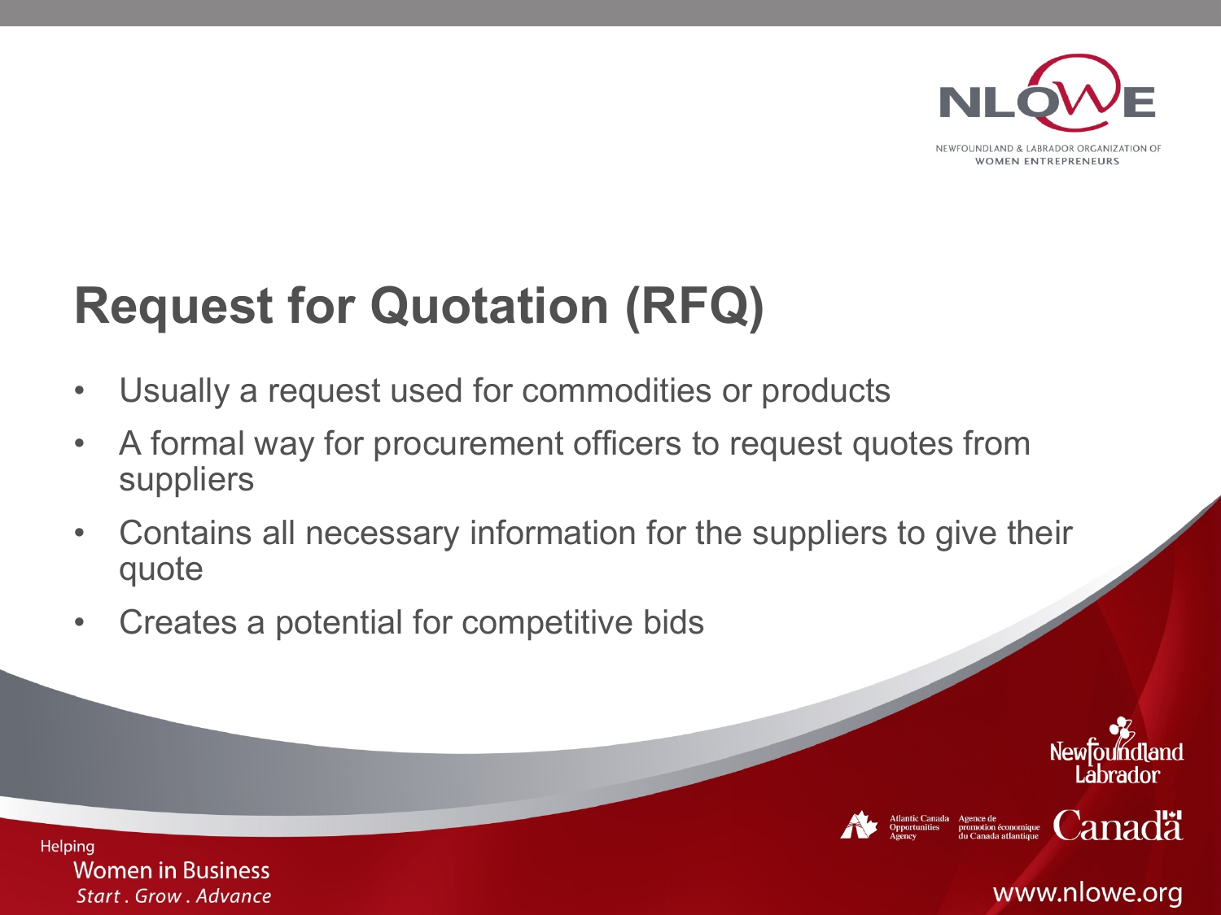# Request for Quotation (RFQ)

- Usually a request used for commodities or products
- A formal way for procurement officers to request quotes from suppliers
- Contains all necessary information for the suppliers to give their quote
- Creates a potential for competitive bids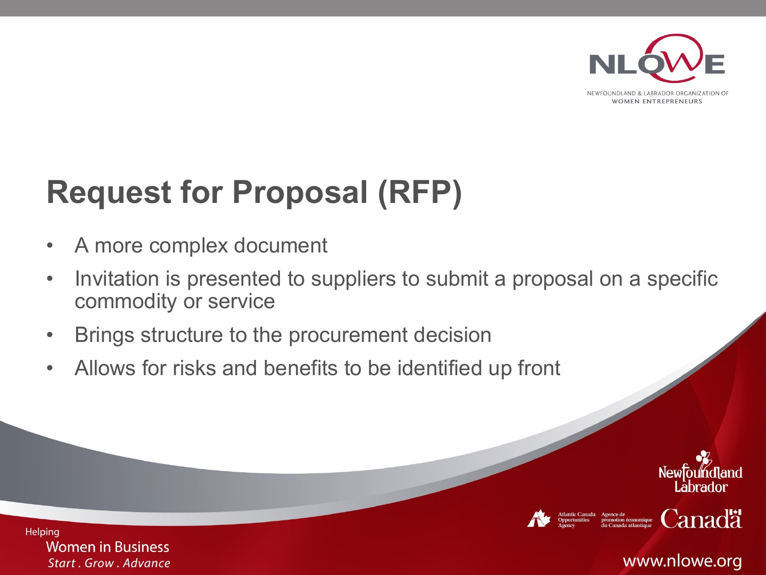# Request for Proposal (RFP)

- A more complex document
- Invitation is presented to suppliers to submit a proposal on a specific commodity or service
- Brings structure to the procurement decision
- Allows for risks and benefits to be identified up front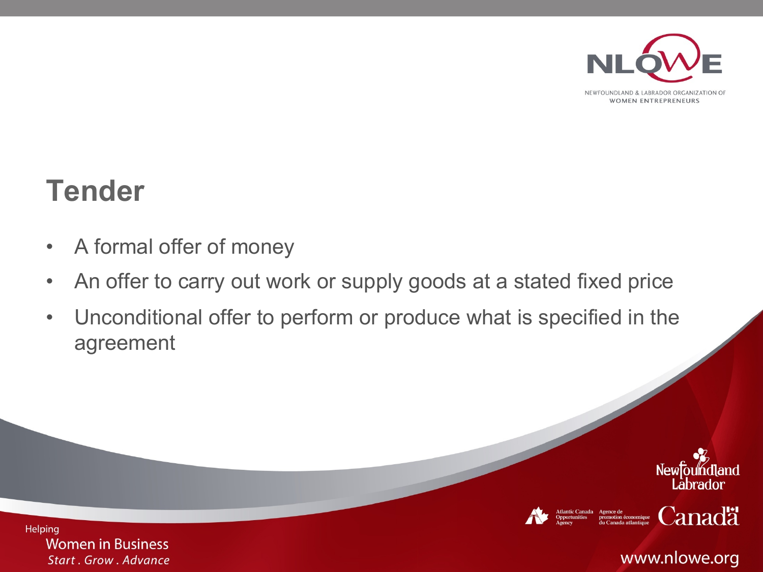## Tender

- A formal offer of money
- An offer to carry out work or supply goods at a stated fixed price
- Unconditional offer to perform or produce what is specified in the agreement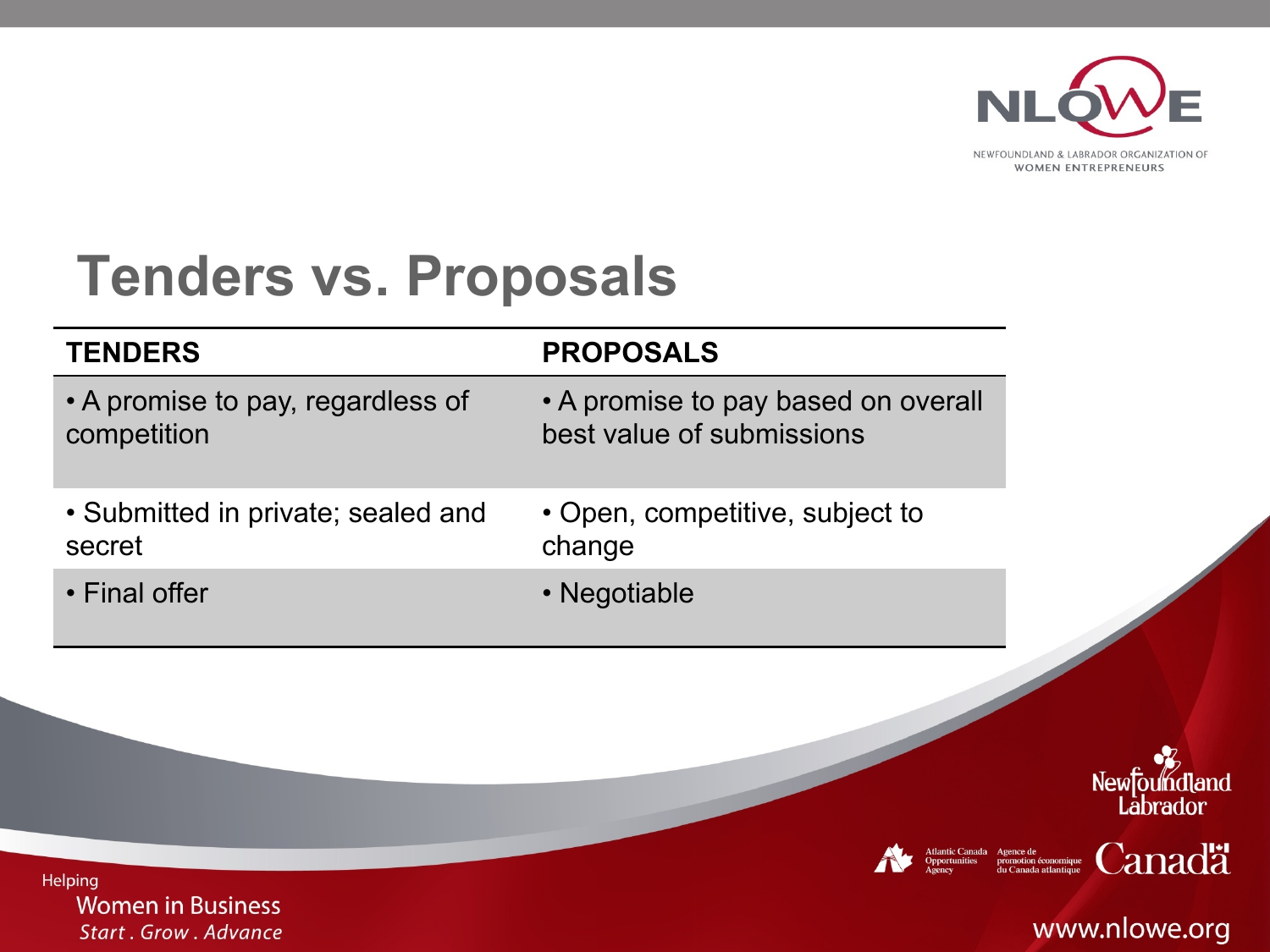# Tenders vs. Proposals

| TENDERS | PROPOSALS |
|---|---|
| • A promise to pay, regardless of competition | • A promise to pay based on overall best value of submissions |
| • Submitted in private; sealed and secret | • Open, competitive, subject to change |
| • Final offer | • Negotiable |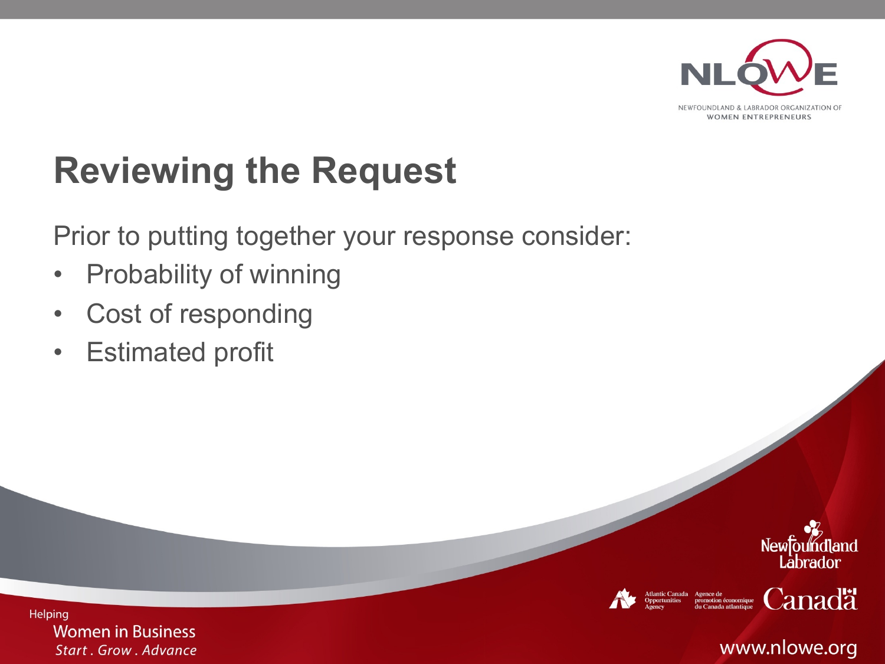# Reviewing the Request

Prior to putting together your response consider:

- Probability of winning
- Cost of responding
- Estimated profit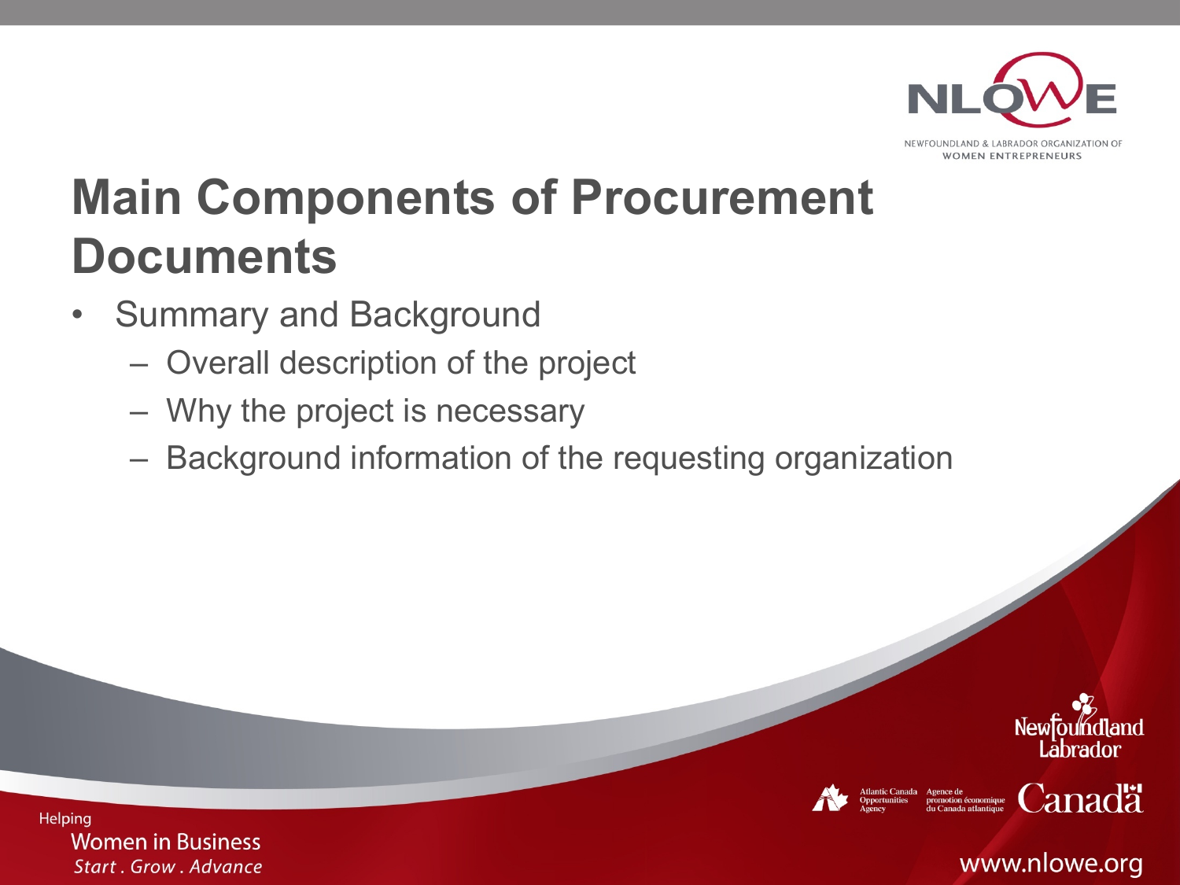# Main Components of Procurement Documents

- Summary and Background
  - Overall description of the project
  - Why the project is necessary
  - Background information of the requesting organization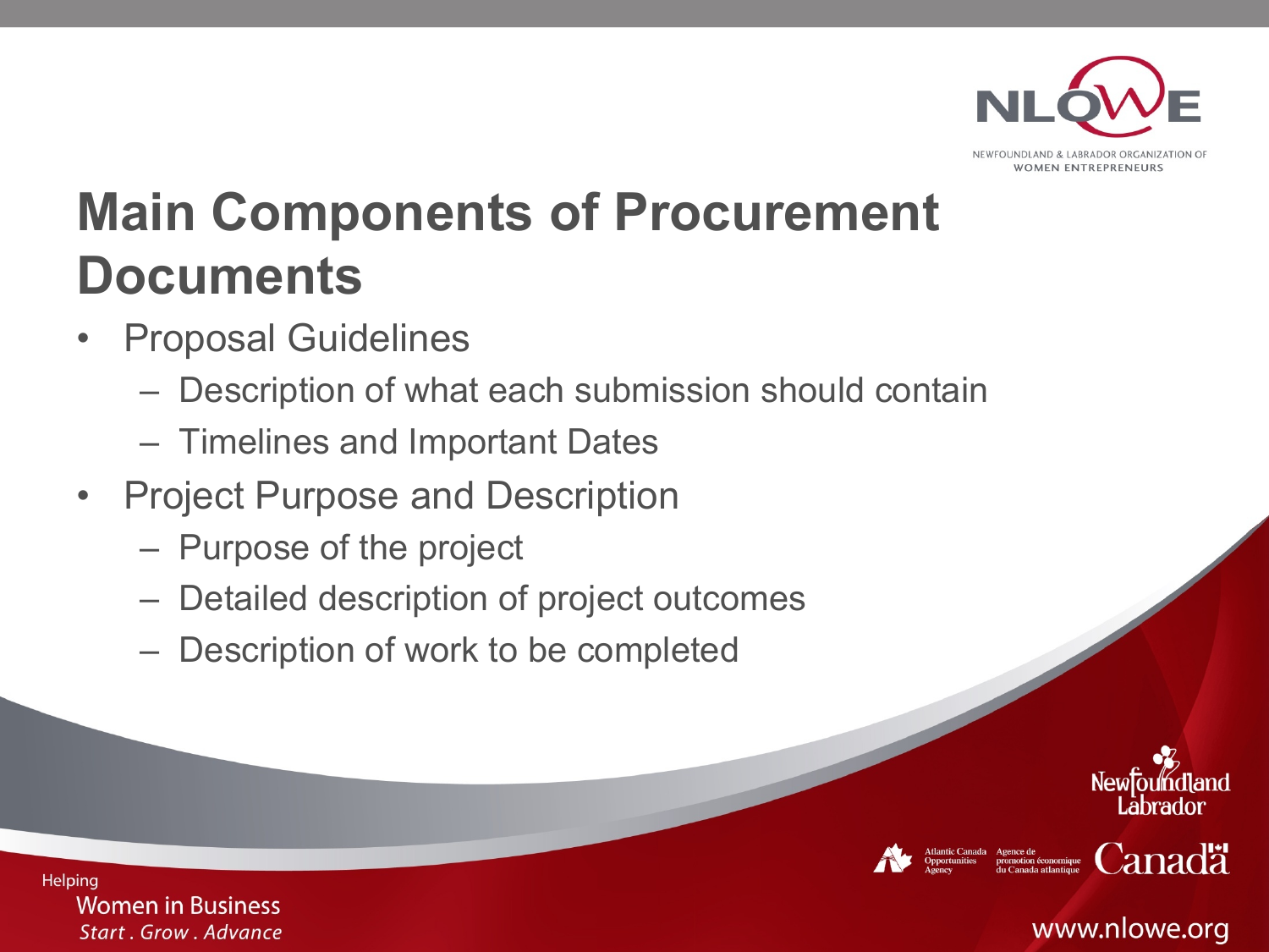# Main Components of Procurement Documents

- Proposal Guidelines
  - Description of what each submission should contain
  - Timelines and Important Dates
- Project Purpose and Description
  - Purpose of the project
  - Detailed description of project outcomes
  - Description of work to be completed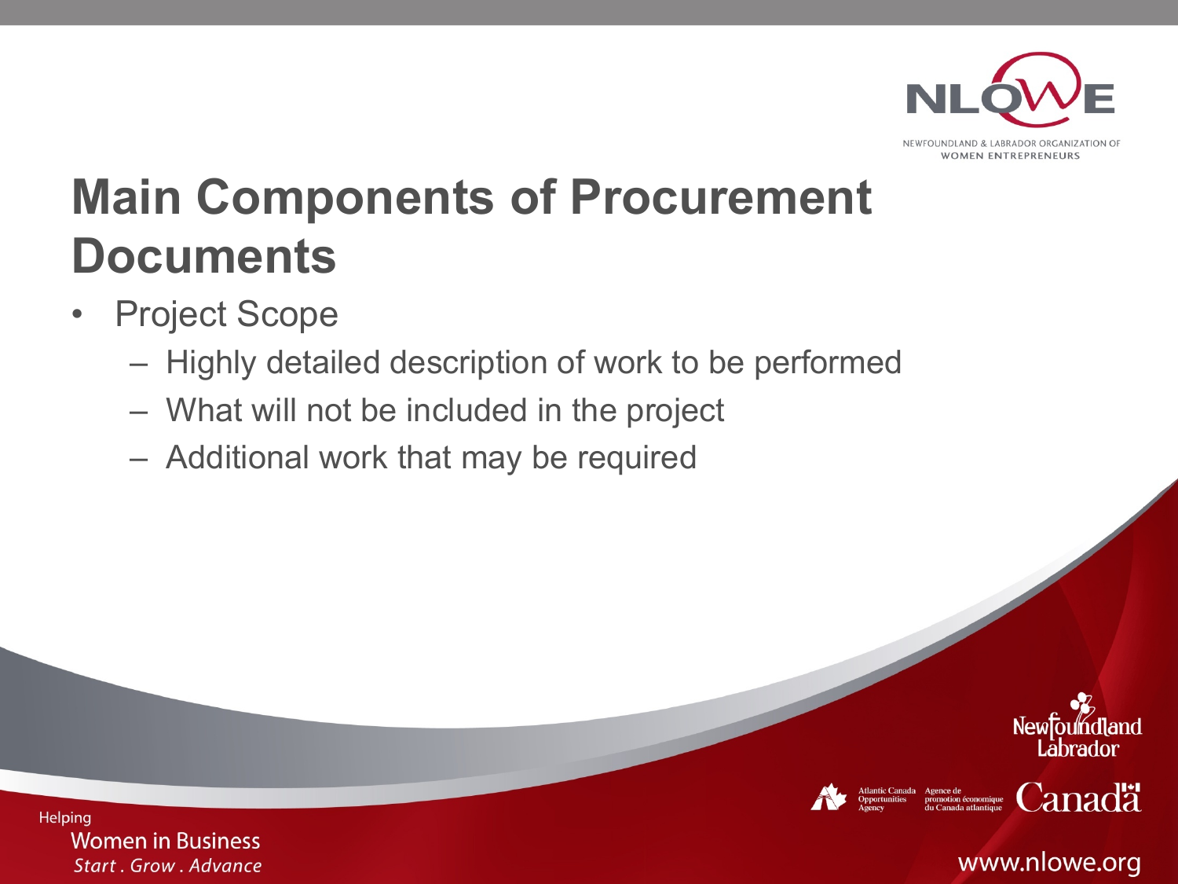# Main Components of Procurement Documents

- Project Scope
  - Highly detailed description of work to be performed
  - What will not be included in the project
  - Additional work that may be required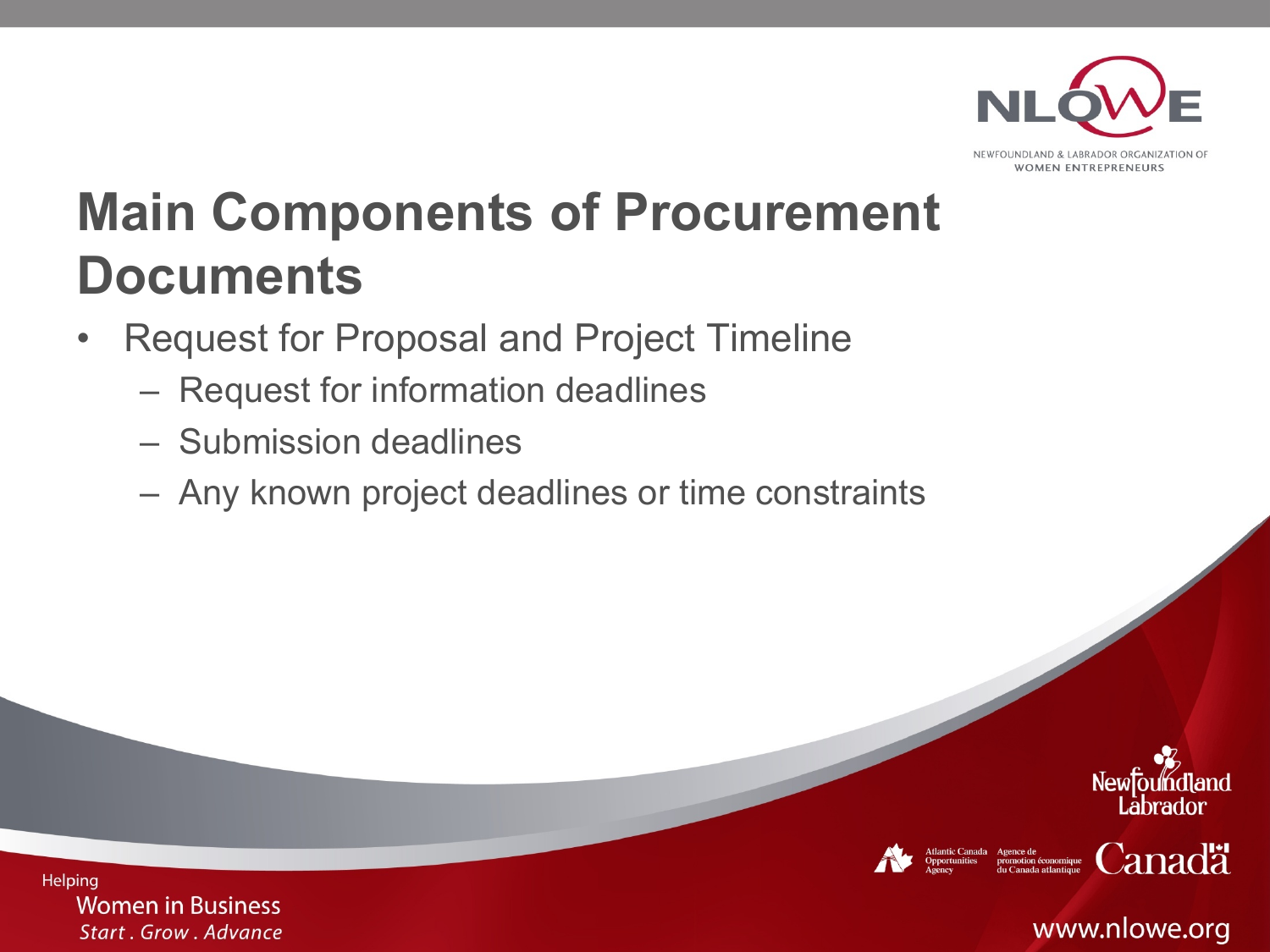# Main Components of Procurement Documents

- Request for Proposal and Project Timeline
  - Request for information deadlines
  - Submission deadlines
  - Any known project deadlines or time constraints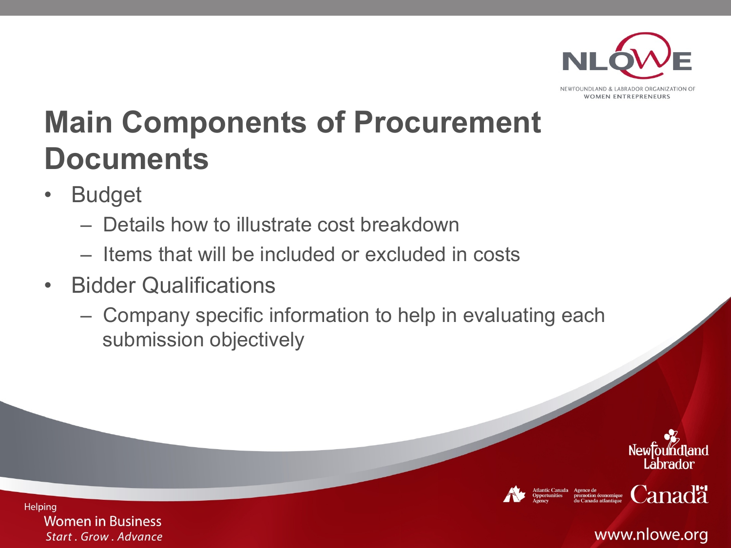# Main Components of Procurement Documents

- Budget
  - Details how to illustrate cost breakdown
  - Items that will be included or excluded in costs
- Bidder Qualifications
  - Company specific information to help in evaluating each submission objectively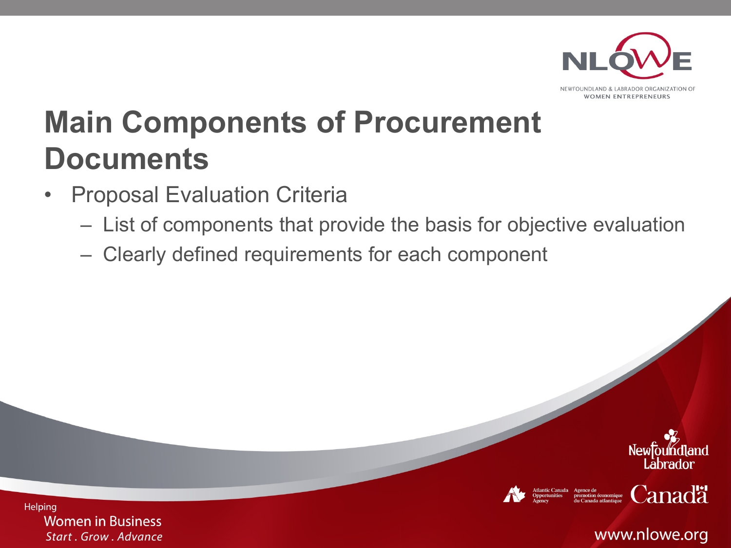# Main Components of Procurement Documents

- Proposal Evaluation Criteria
  - List of components that provide the basis for objective evaluation
  - Clearly defined requirements for each component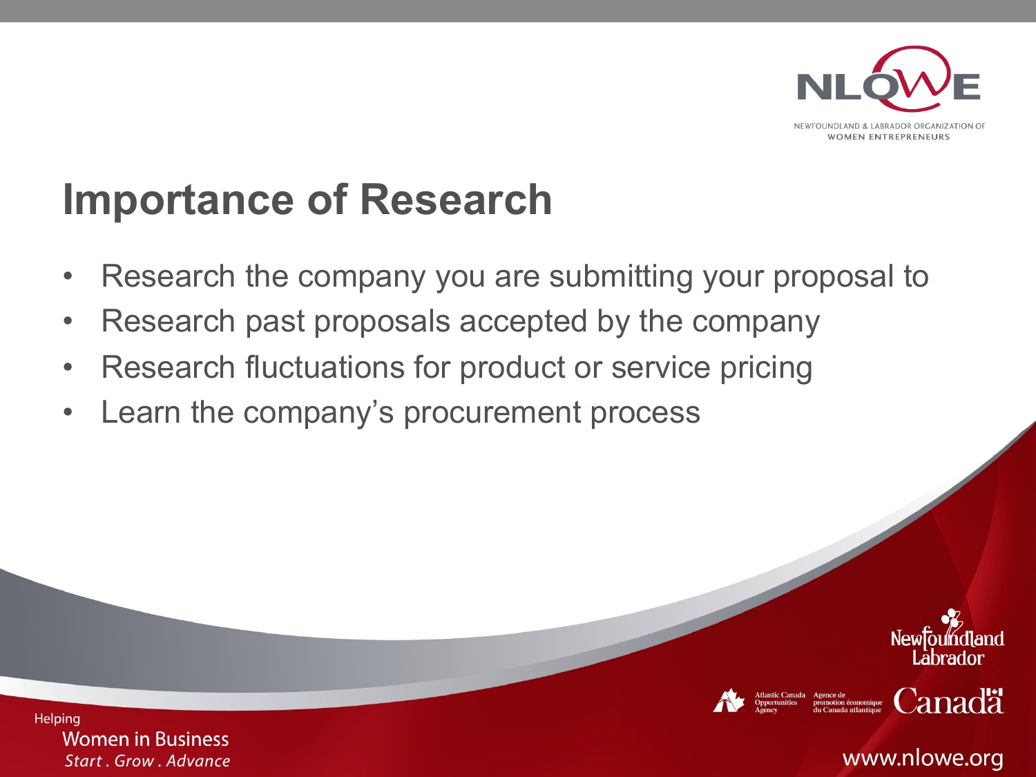# Importance of Research

- Research the company you are submitting your proposal to
- Research past proposals accepted by the company
- Research fluctuations for product or service pricing
- Learn the company's procurement process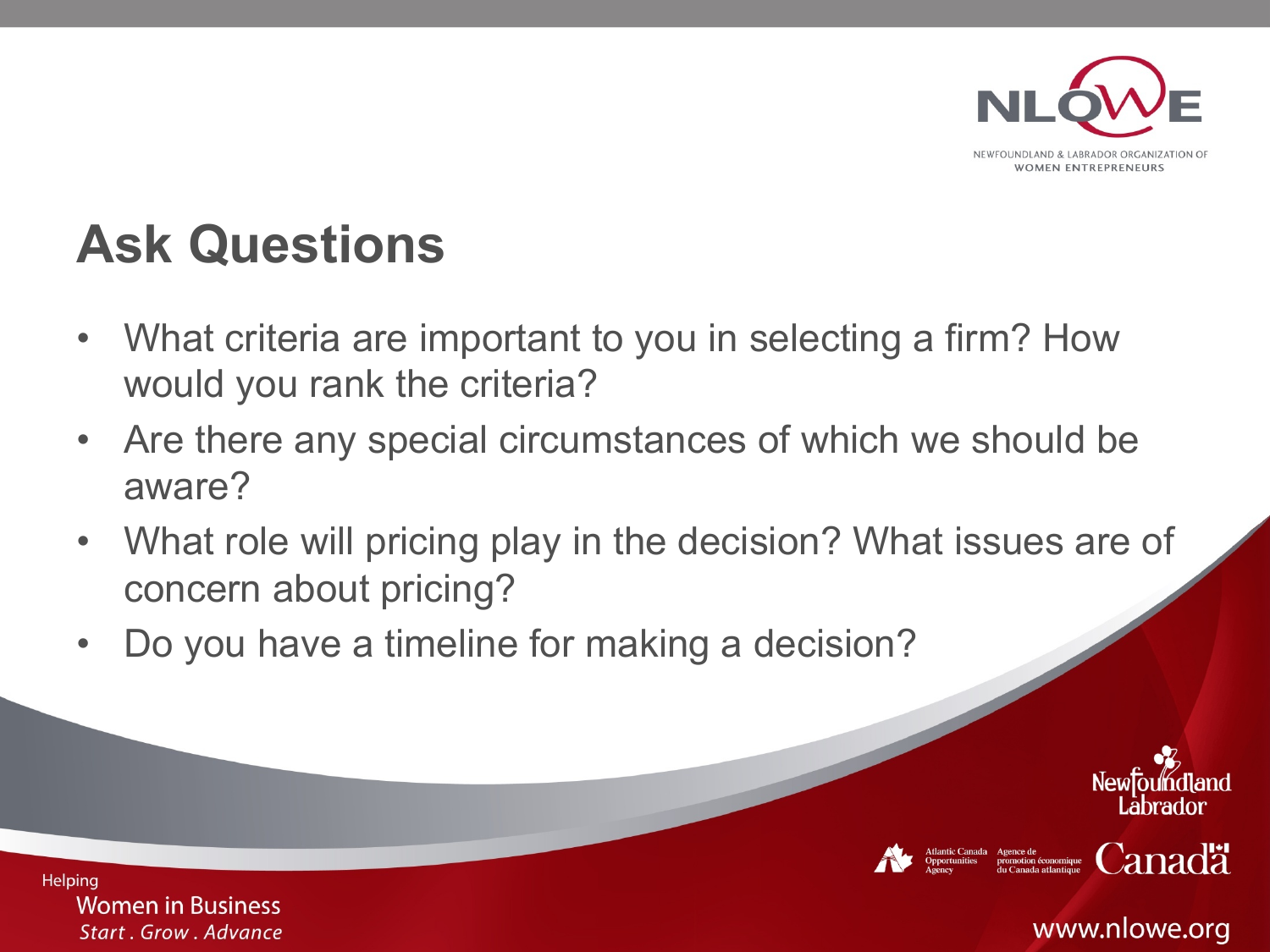# Ask Questions

- What criteria are important to you in selecting a firm? How would you rank the criteria?
- Are there any special circumstances of which we should be aware?
- What role will pricing play in the decision? What issues are of concern about pricing?
- Do you have a timeline for making a decision?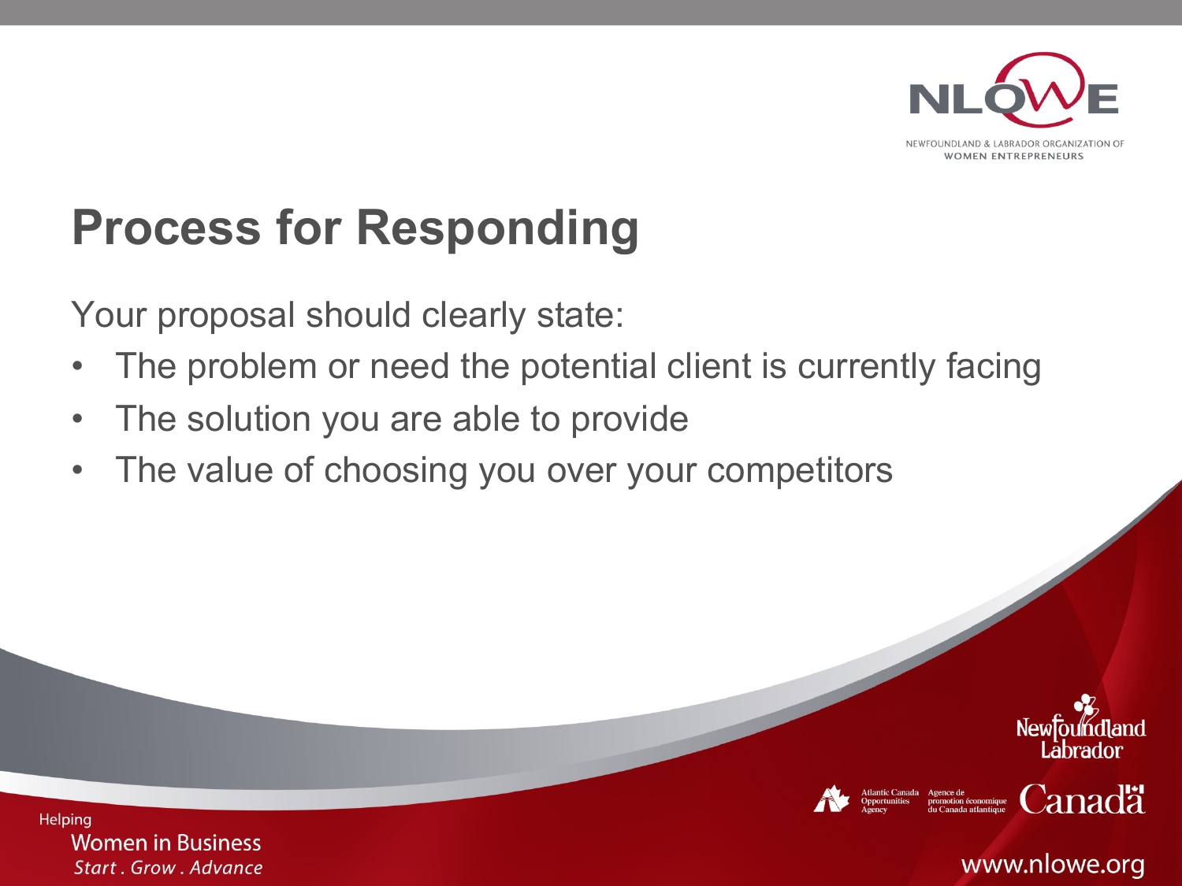# Process for Responding

Your proposal should clearly state:

- The problem or need the potential client is currently facing
- The solution you are able to provide
- The value of choosing you over your competitors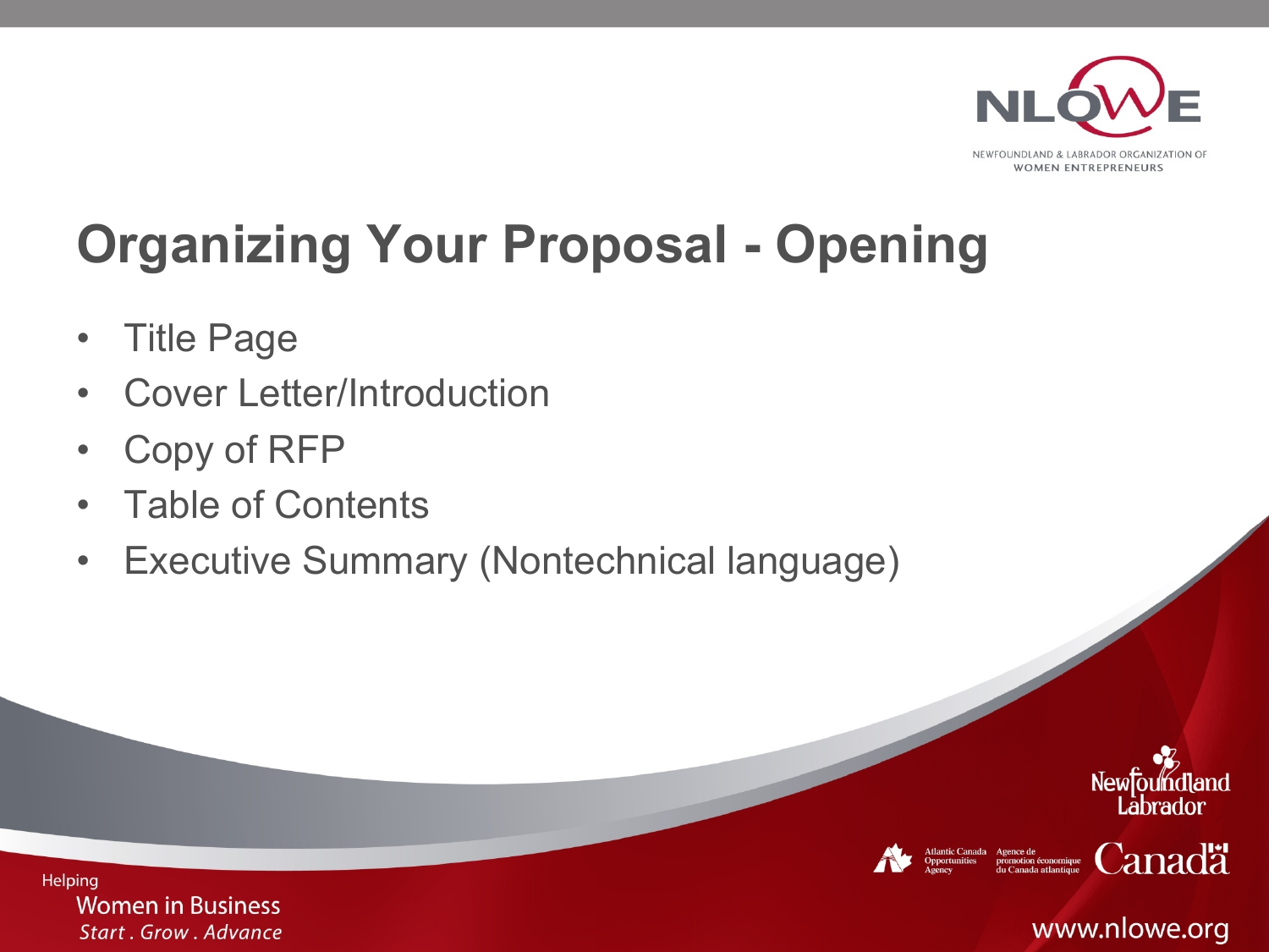# Organizing Your Proposal - Opening

- Title Page
- Cover Letter/Introduction
- Copy of RFP
- Table of Contents
- Executive Summary (Nontechnical language)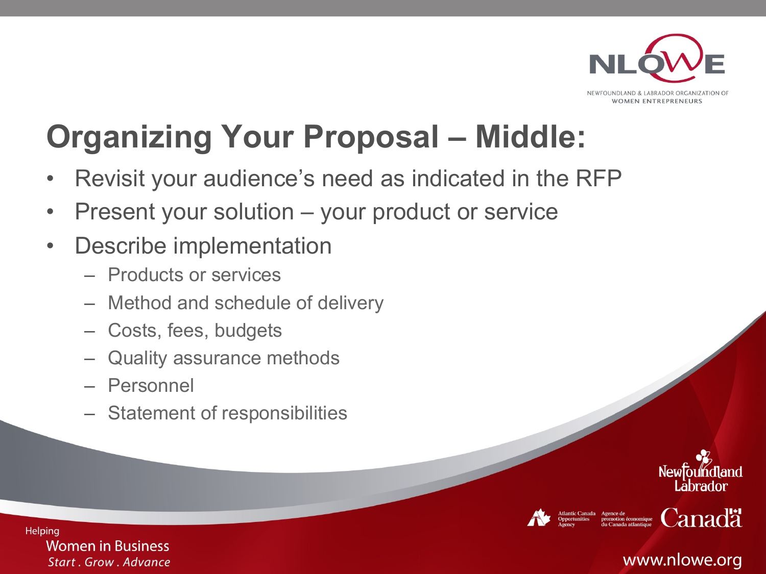# Organizing Your Proposal – Middle:

- Revisit your audience's need as indicated in the RFP
- Present your solution – your product or service
- Describe implementation
  - Products or services
  - Method and schedule of delivery
  - Costs, fees, budgets
  - Quality assurance methods
  - Personnel
  - Statement of responsibilities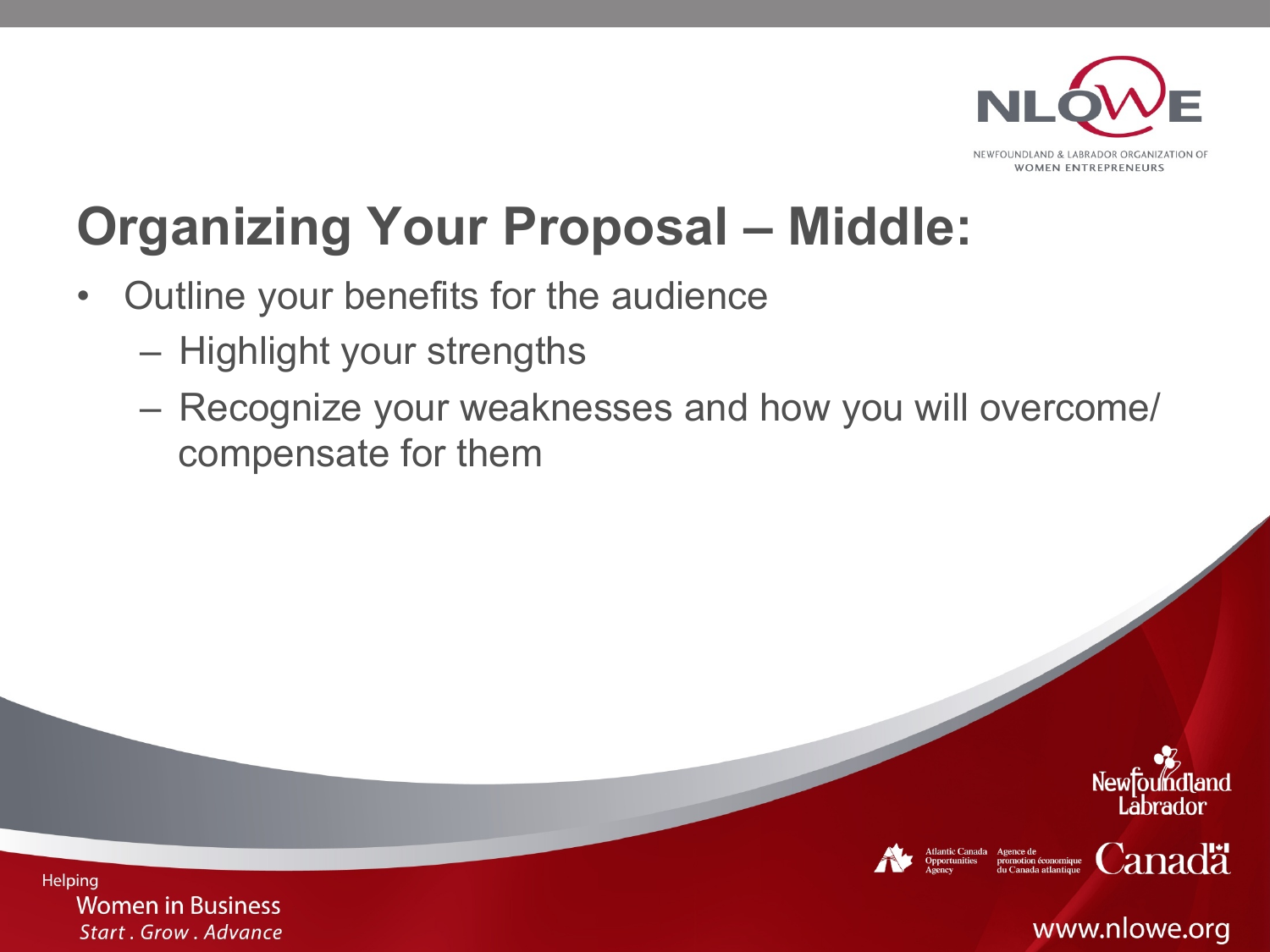# Organizing Your Proposal – Middle:

- Outline your benefits for the audience
  - Highlight your strengths
  - Recognize your weaknesses and how you will overcome/ compensate for them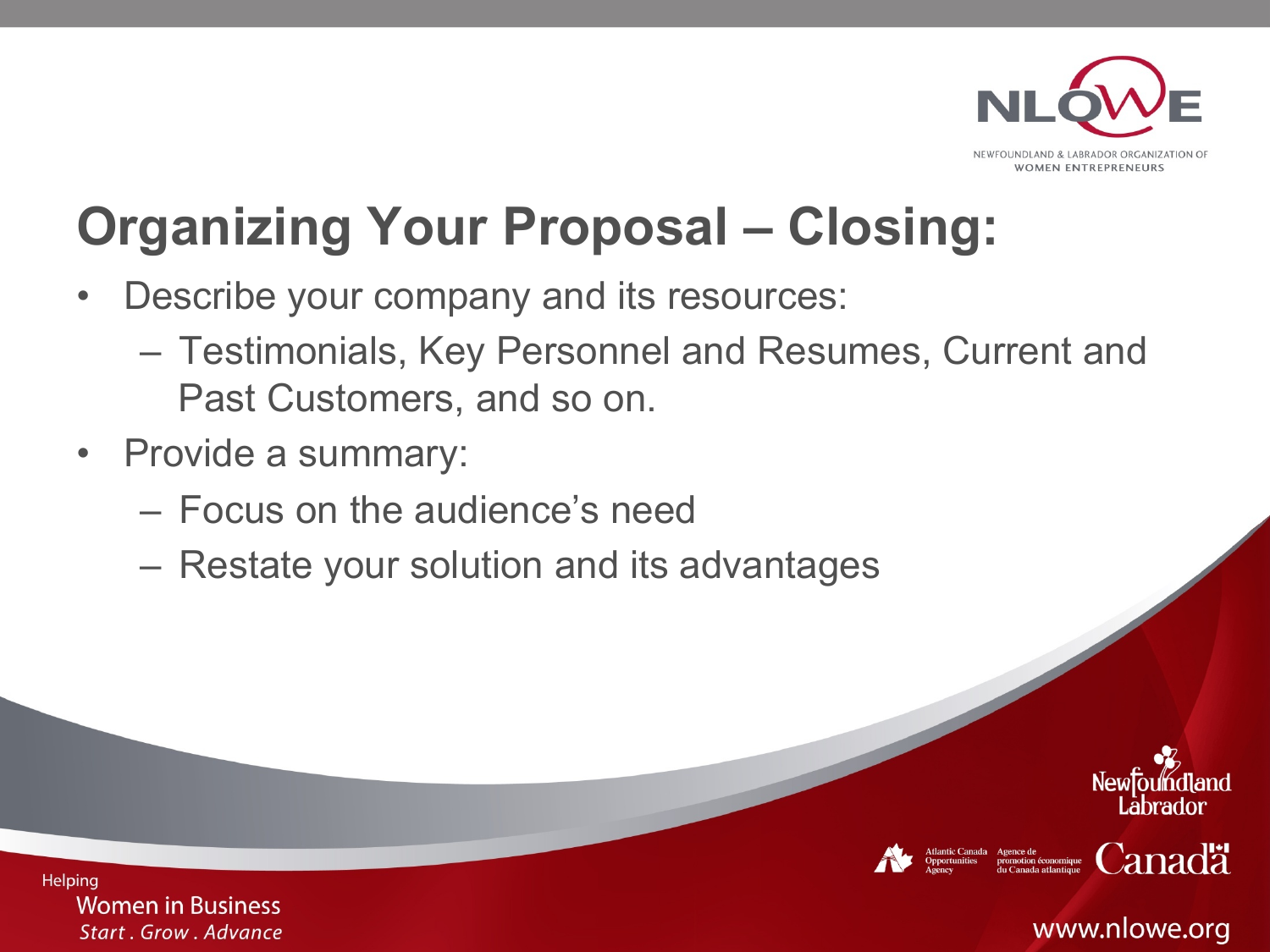# Organizing Your Proposal – Closing:

- Describe your company and its resources:
  - Testimonials, Key Personnel and Resumes, Current and Past Customers, and so on.
- Provide a summary:
  - Focus on the audience's need
  - Restate your solution and its advantages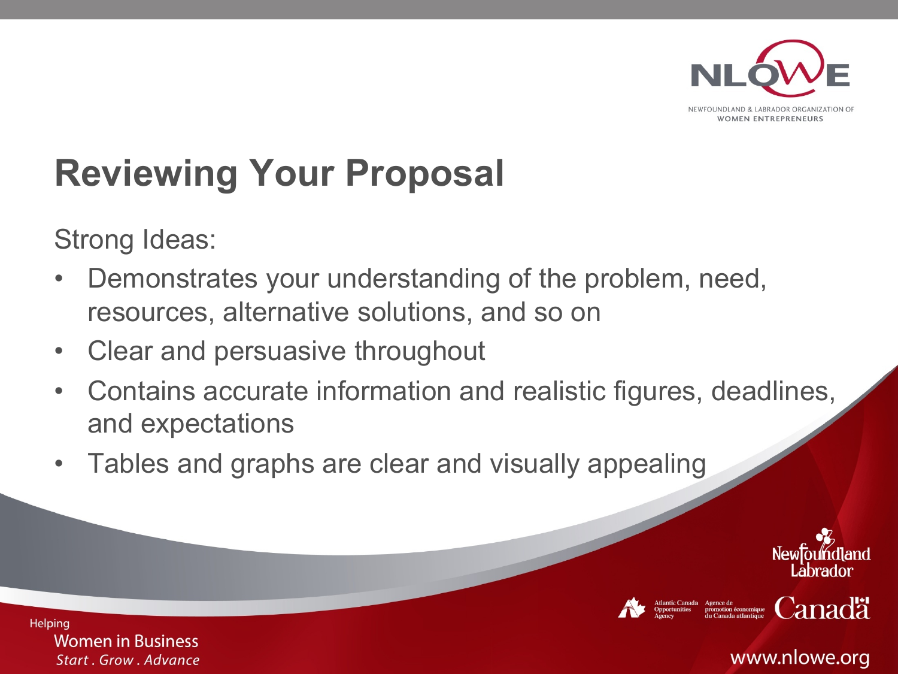# Reviewing Your Proposal

Strong Ideas:

- Demonstrates your understanding of the problem, need, resources, alternative solutions, and so on
- Clear and persuasive throughout
- Contains accurate information and realistic figures, deadlines, and expectations
- Tables and graphs are clear and visually appealing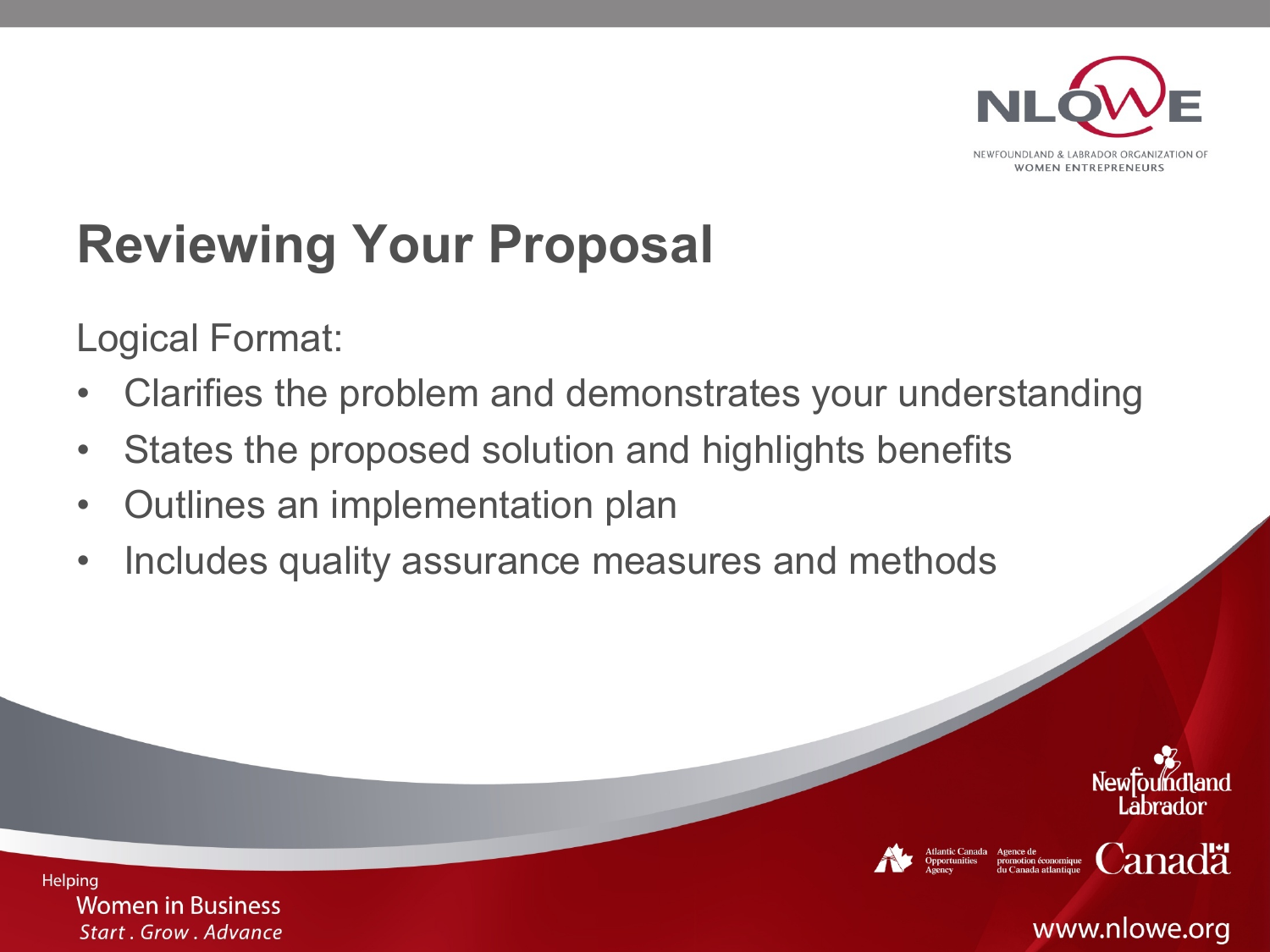# Reviewing Your Proposal

Logical Format:

- Clarifies the problem and demonstrates your understanding
- States the proposed solution and highlights benefits
- Outlines an implementation plan
- Includes quality assurance measures and methods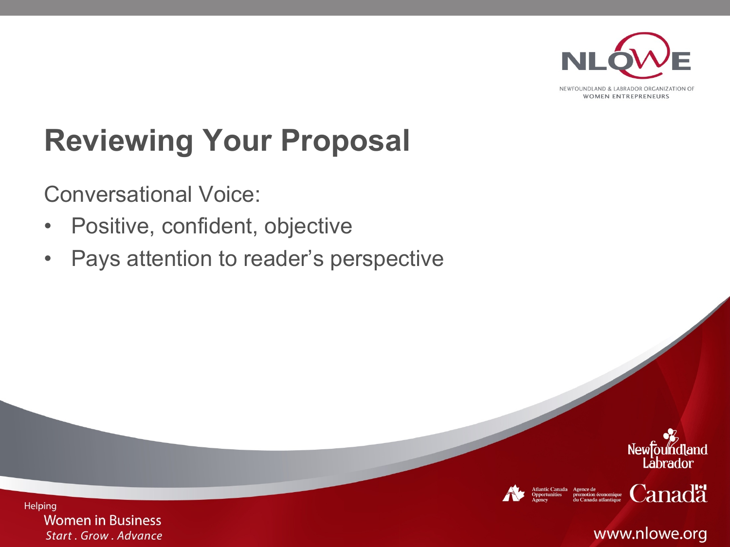# Reviewing Your Proposal

Conversational Voice:

- Positive, confident, objective
- Pays attention to reader's perspective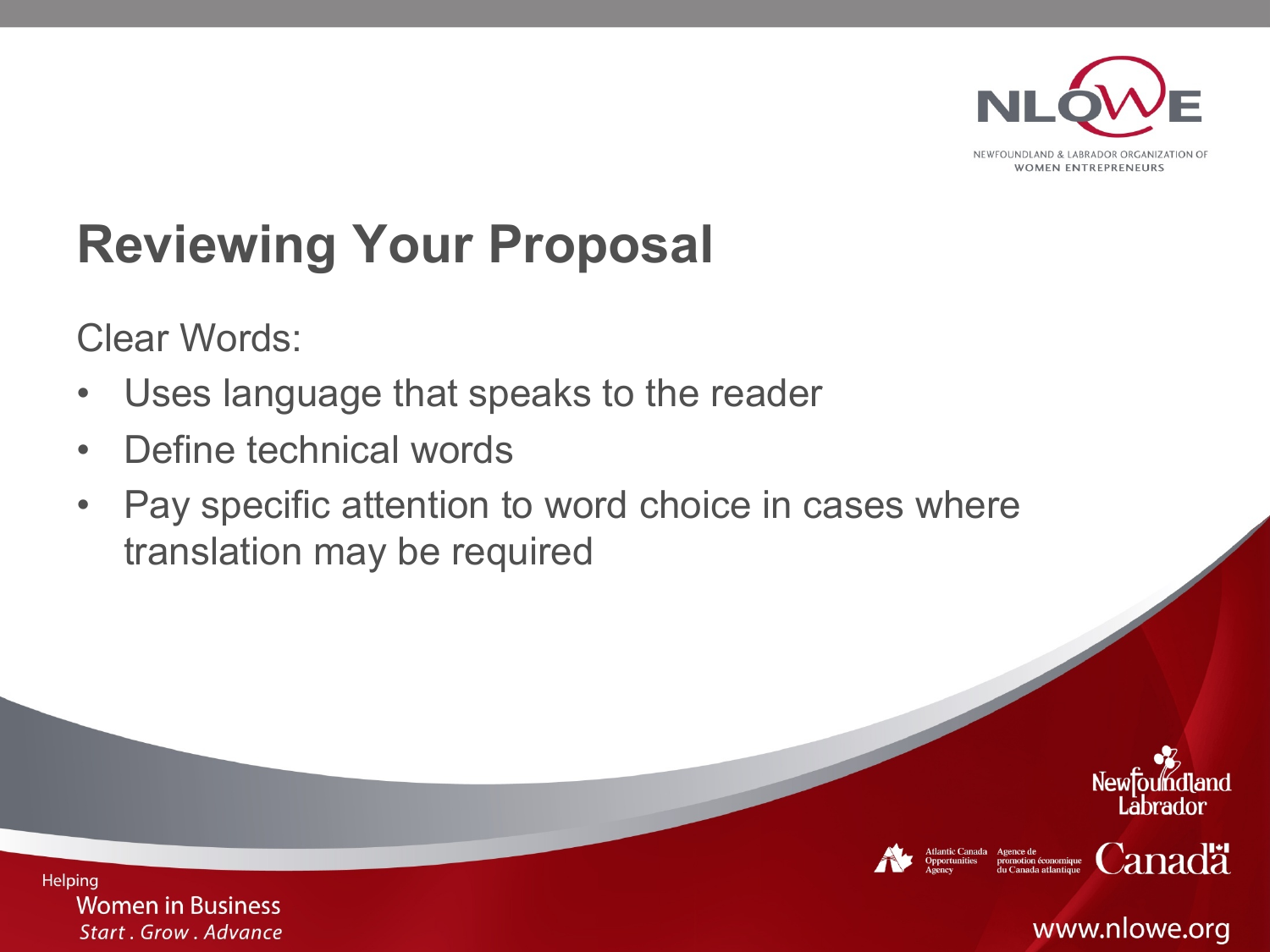# Reviewing Your Proposal

Clear Words:

- Uses language that speaks to the reader
- Define technical words
- Pay specific attention to word choice in cases where translation may be required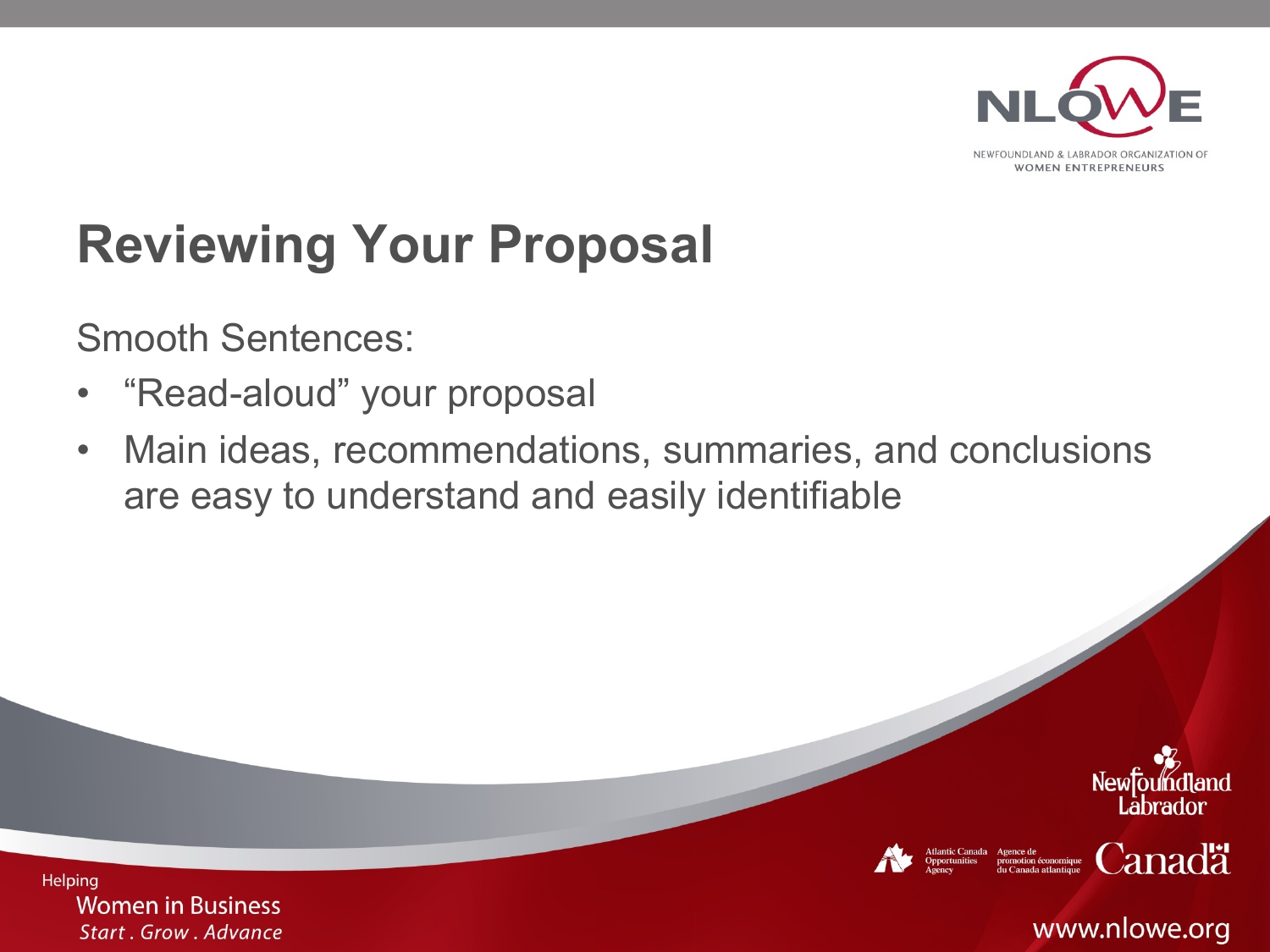# Reviewing Your Proposal

Smooth Sentences:

- “Read-aloud” your proposal
- Main ideas, recommendations, summaries, and conclusions are easy to understand and easily identifiable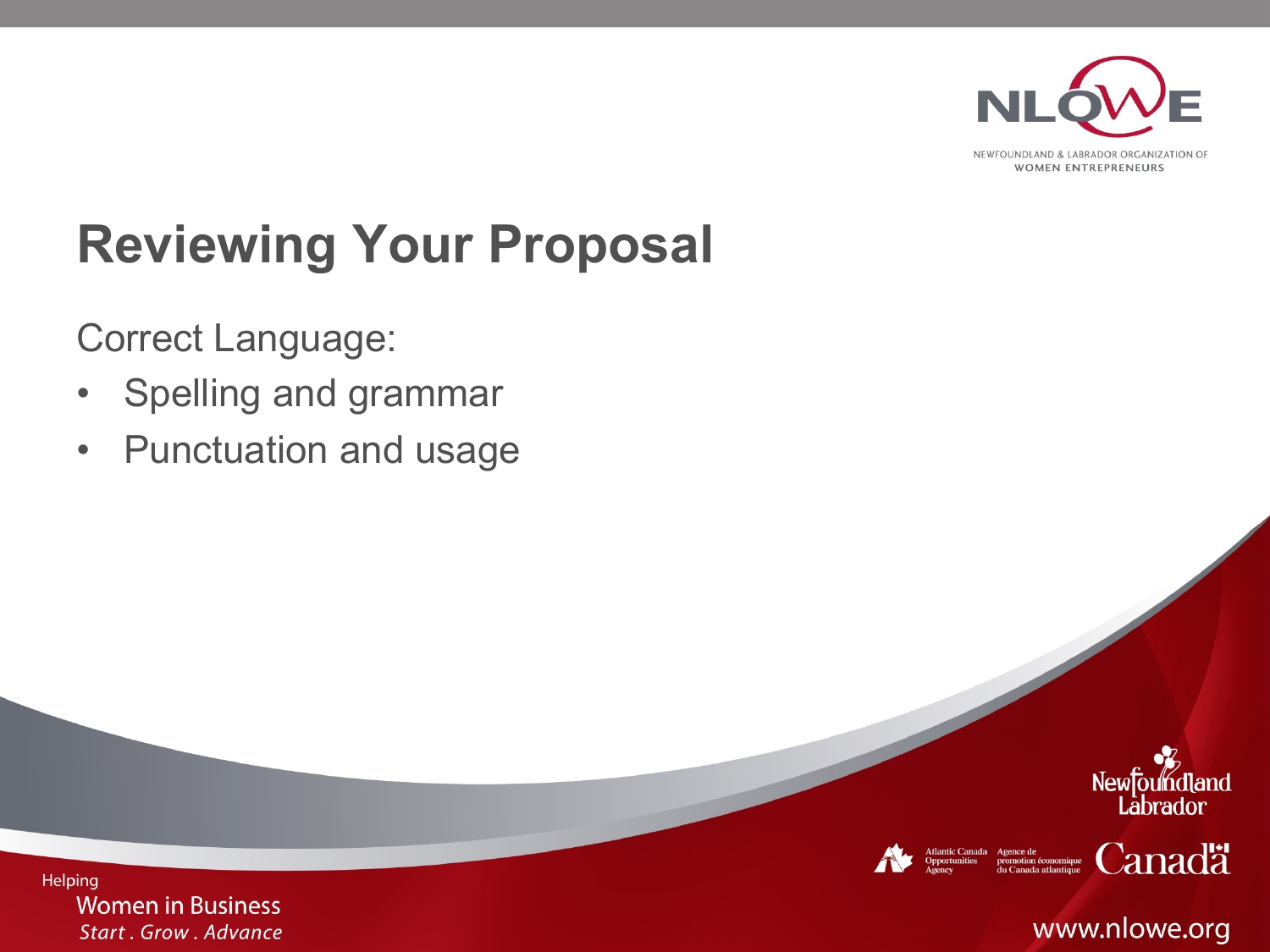# Reviewing Your Proposal

Correct Language:

- Spelling and grammar
- Punctuation and usage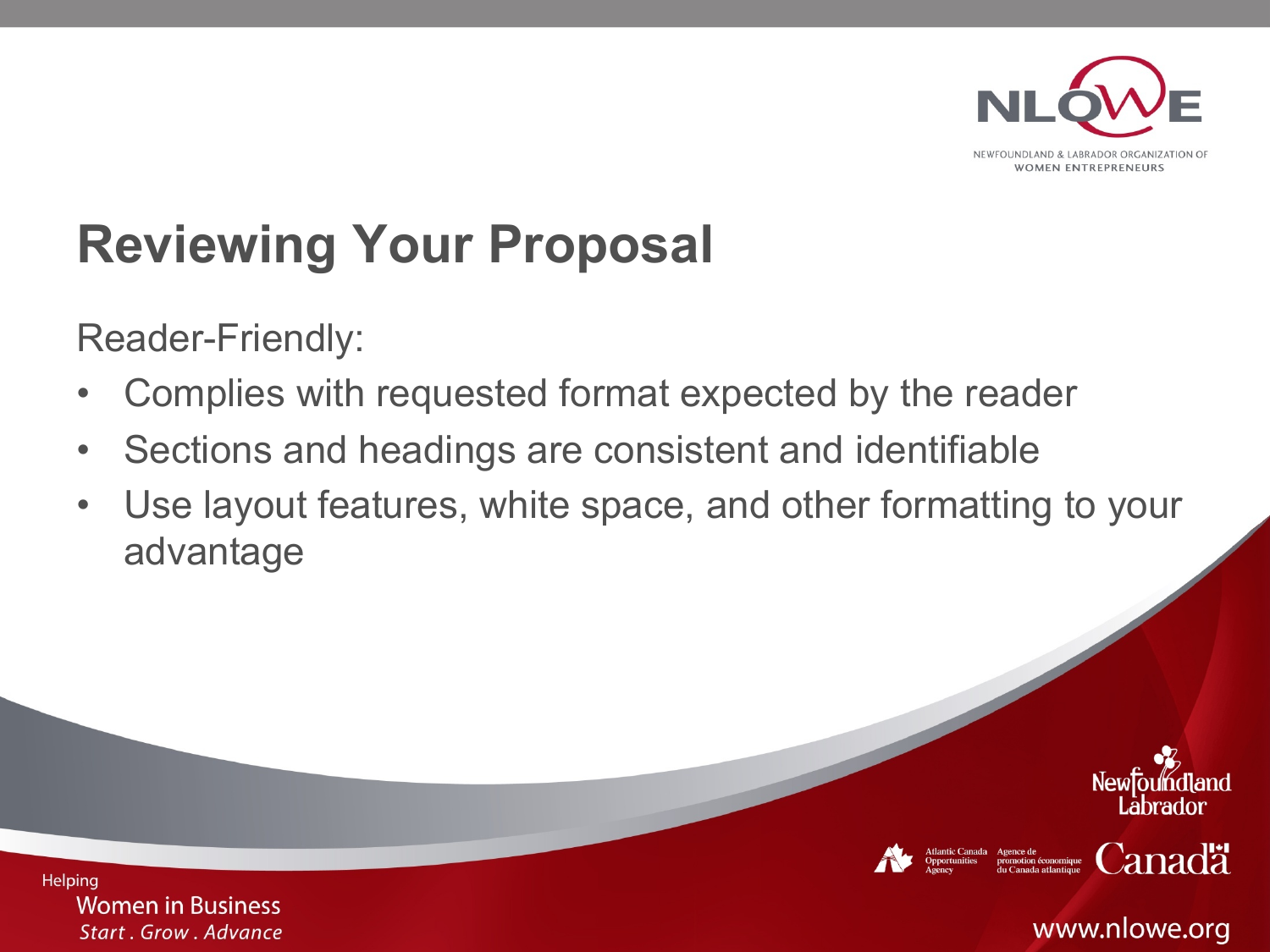# Reviewing Your Proposal

Reader-Friendly:

- Complies with requested format expected by the reader
- Sections and headings are consistent and identifiable
- Use layout features, white space, and other formatting to your advantage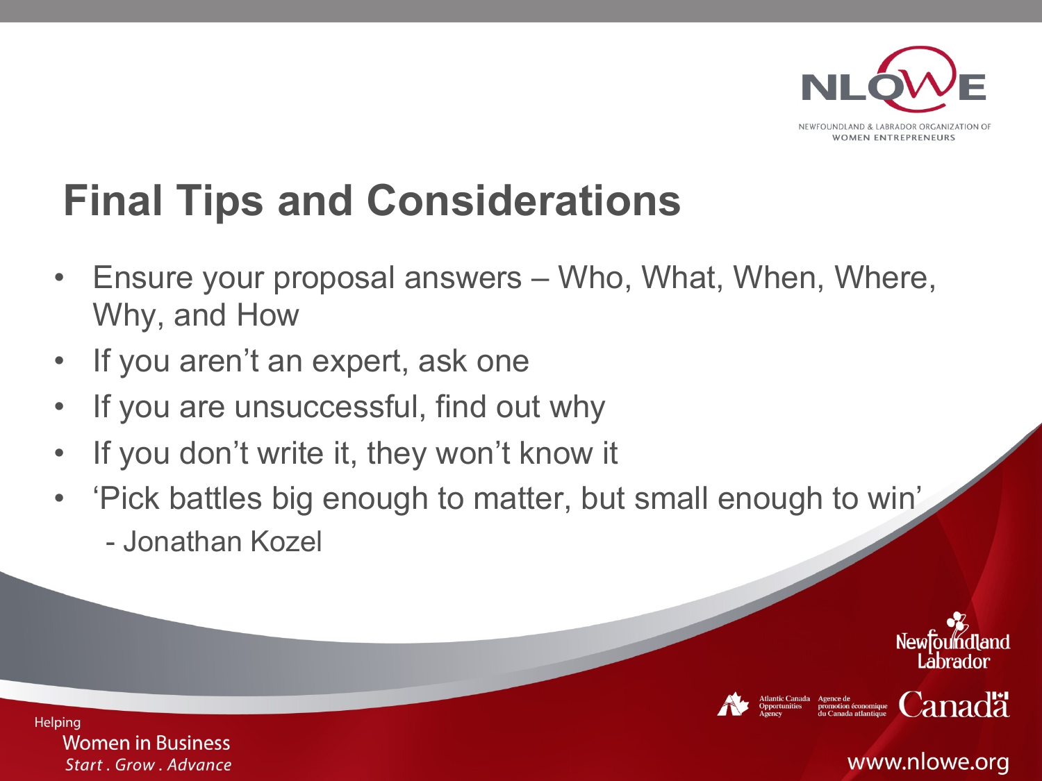## Final Tips and Considerations

- Ensure your proposal answers – Who, What, When, Where, Why, and How
- If you aren't an expert, ask one
- If you are unsuccessful, find out why
- If you don't write it, they won't know it
- 'Pick battles big enough to matter, but small enough to win'
  - Jonathan Kozel